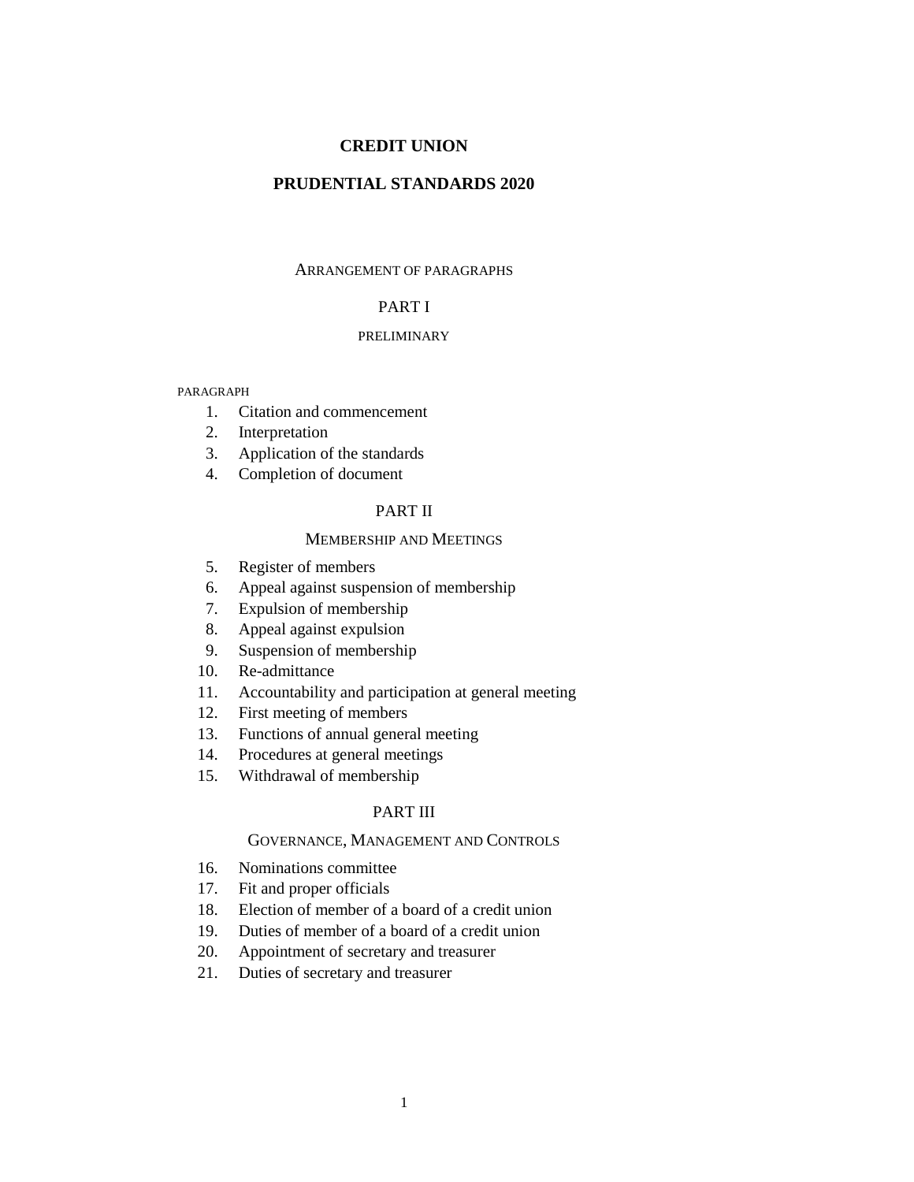# CREDIT UNION

# PRUDENTIAL STANDARDS 2020

ARRANGEMENT OF PARAGRAPHS

## PART I

PRELIMINARY

PARAGRAPH

1. Citation and commencement
2. Interpretation
3. Application of the standards
4. Completion of document

## PART II

MEMBERSHIP AND MEETINGS

5. Register of members
6. Appeal against suspension of membership
7. Expulsion of membership
8. Appeal against expulsion
9. Suspension of membership
10. Re-admittance
11. Accountability and participation at general meeting
12. First meeting of members
13. Functions of annual general meeting
14. Procedures at general meetings
15. Withdrawal of membership

## PART III

GOVERNANCE, MANAGEMENT AND CONTROLS

16. Nominations committee
17. Fit and proper officials
18. Election of member of a board of a credit union
19. Duties of member of a board of a credit union
20. Appointment of secretary and treasurer
21. Duties of secretary and treasurer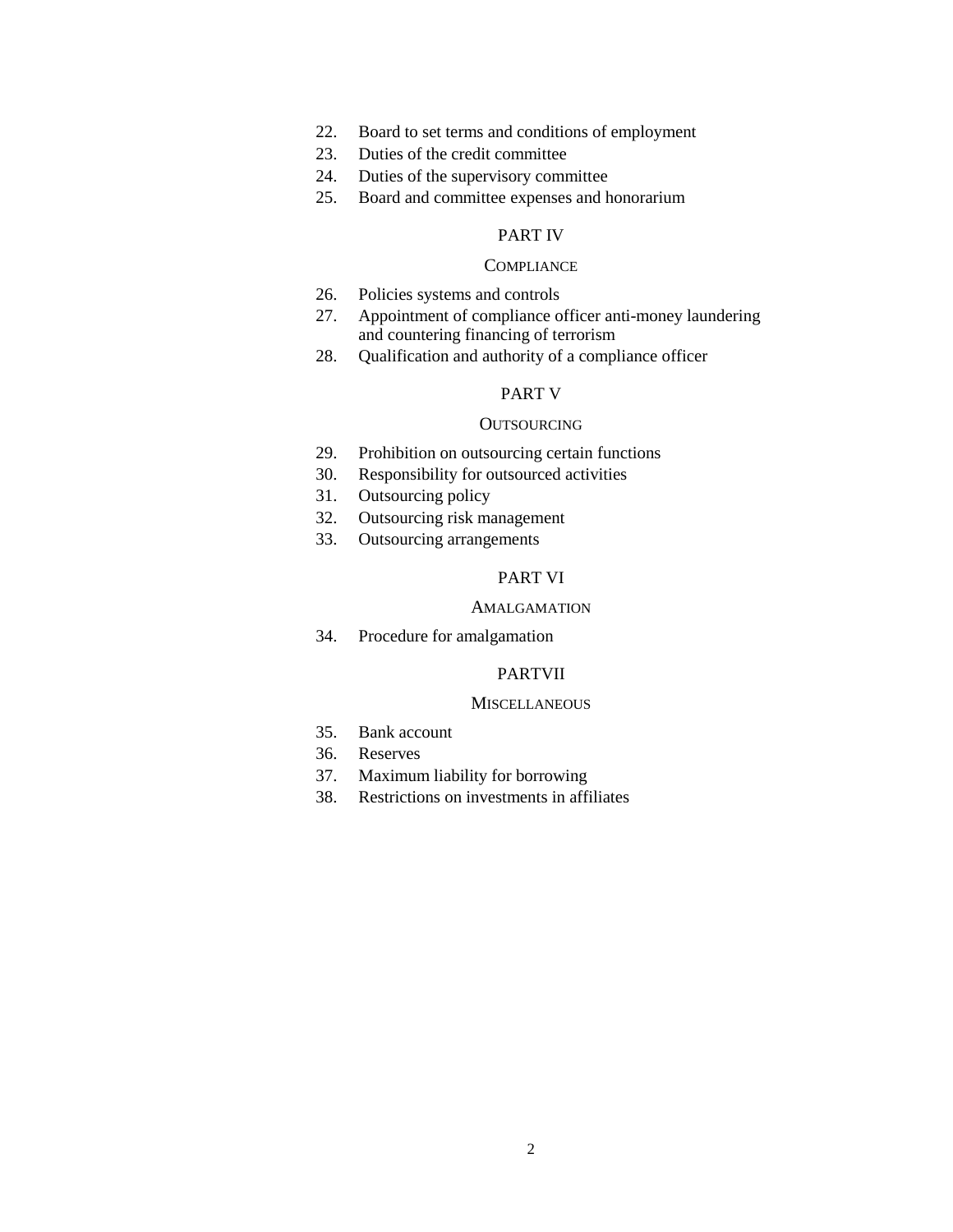22. Board to set terms and conditions of employment
23. Duties of the credit committee
24. Duties of the supervisory committee
25. Board and committee expenses and honorarium

PART IV

COMPLIANCE

26. Policies systems and controls
27. Appointment of compliance officer anti-money laundering and countering financing of terrorism
28. Qualification and authority of a compliance officer

PART V

OUTSOURCING

29. Prohibition on outsourcing certain functions
30. Responsibility for outsourced activities
31. Outsourcing policy
32. Outsourcing risk management
33. Outsourcing arrangements

PART VI

AMALGAMATION

34. Procedure for amalgamation

PARTVII

MISCELLANEOUS

35. Bank account
36. Reserves
37. Maximum liability for borrowing
38. Restrictions on investments in affiliates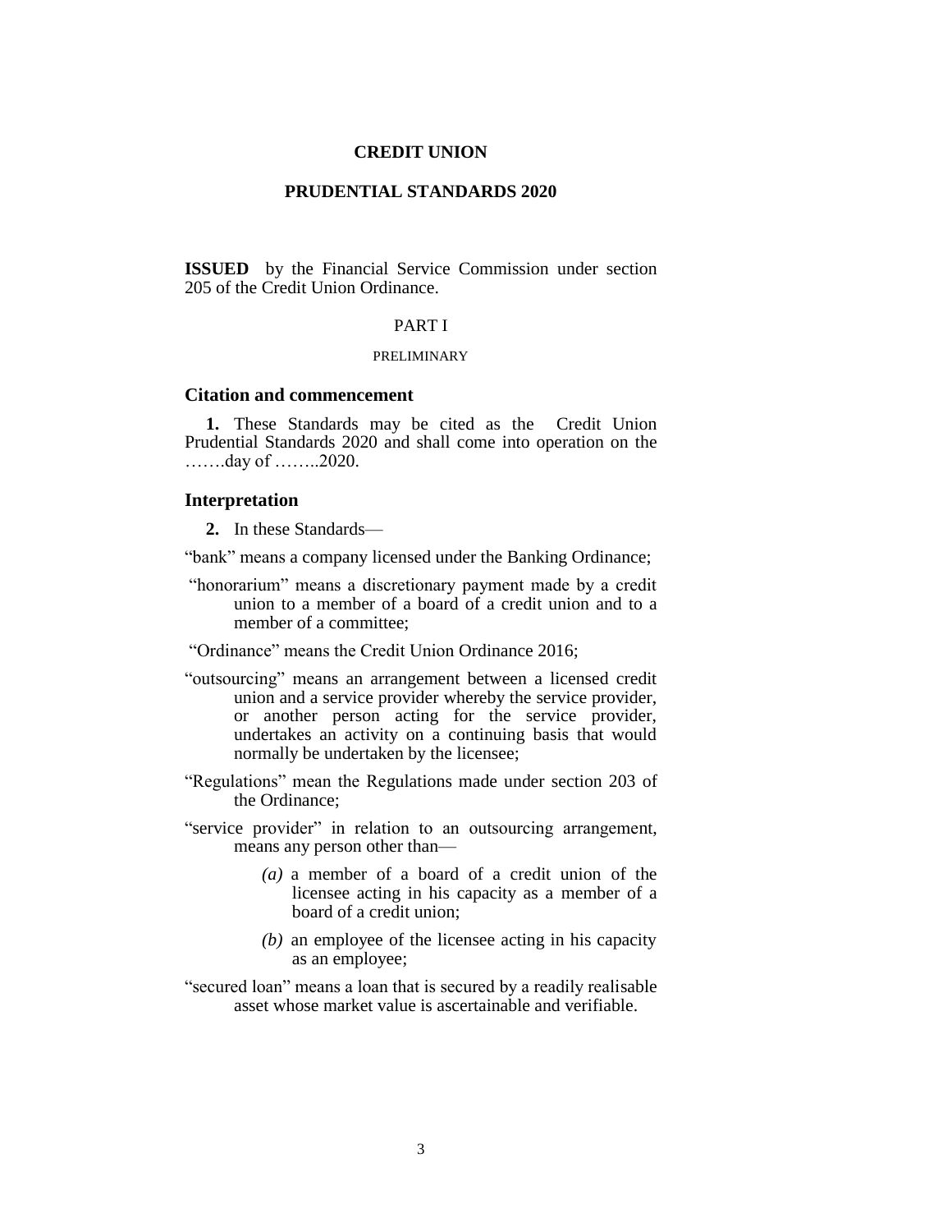# CREDIT UNION

# PRUDENTIAL STANDARDS 2020

**ISSUED** by the Financial Service Commission under section 205 of the Credit Union Ordinance.

## PART I

### PRELIMINARY

### Citation and commencement

**1.** These Standards may be cited as the Credit Union Prudential Standards 2020 and shall come into operation on the …….day of ……..2020.

### Interpretation

**2.** In these Standards—

"bank" means a company licensed under the Banking Ordinance;

"honorarium" means a discretionary payment made by a credit union to a member of a board of a credit union and to a member of a committee;

"Ordinance" means the Credit Union Ordinance 2016;

"outsourcing" means an arrangement between a licensed credit union and a service provider whereby the service provider, or another person acting for the service provider, undertakes an activity on a continuing basis that would normally be undertaken by the licensee;

"Regulations" mean the Regulations made under section 203 of the Ordinance;

"service provider" in relation to an outsourcing arrangement, means any person other than—

- *(a)* a member of a board of a credit union of the licensee acting in his capacity as a member of a board of a credit union;
- *(b)* an employee of the licensee acting in his capacity as an employee;

"secured loan" means a loan that is secured by a readily realisable asset whose market value is ascertainable and verifiable.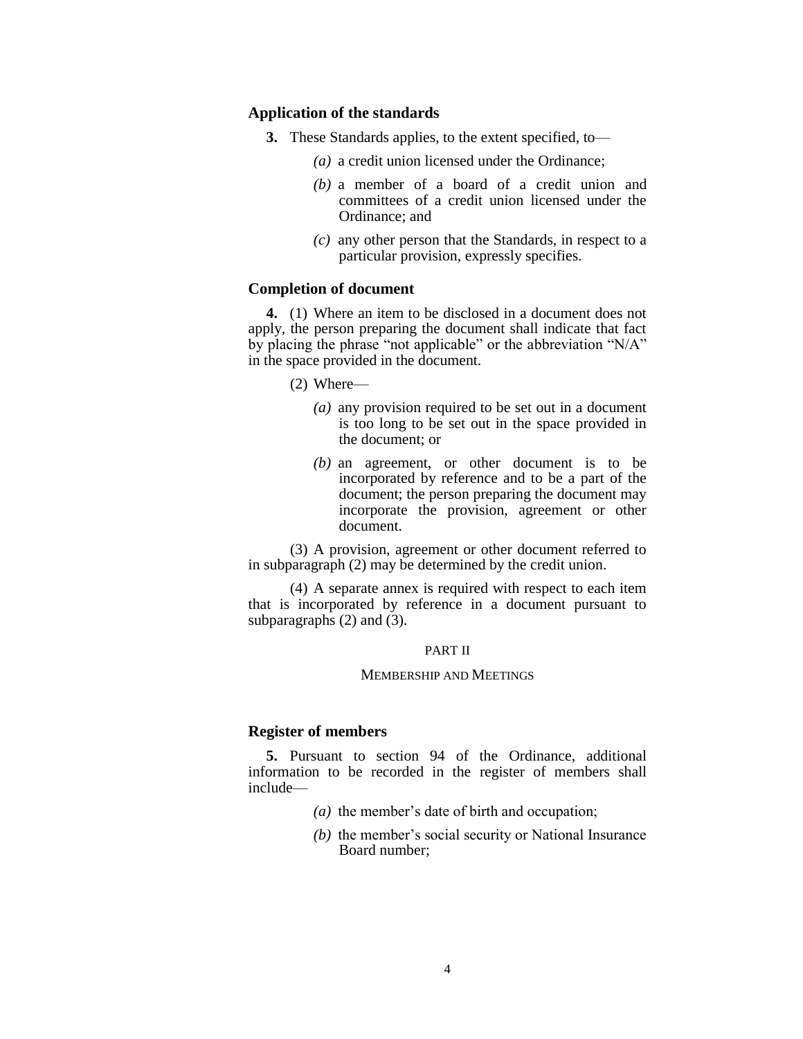### Application of the standards

**3.** These Standards applies, to the extent specified, to—

*(a)* a credit union licensed under the Ordinance;

*(b)* a member of a board of a credit union and committees of a credit union licensed under the Ordinance; and

*(c)* any other person that the Standards, in respect to a particular provision, expressly specifies.

### Completion of document

**4.** (1) Where an item to be disclosed in a document does not apply, the person preparing the document shall indicate that fact by placing the phrase "not applicable" or the abbreviation "N/A" in the space provided in the document.

(2) Where—

*(a)* any provision required to be set out in a document is too long to be set out in the space provided in the document; or

*(b)* an agreement, or other document is to be incorporated by reference and to be a part of the document; the person preparing the document may incorporate the provision, agreement or other document.

(3) A provision, agreement or other document referred to in subparagraph (2) may be determined by the credit union.

(4) A separate annex is required with respect to each item that is incorporated by reference in a document pursuant to subparagraphs (2) and (3).

## PART II

## MEMBERSHIP AND MEETINGS

### Register of members

**5.** Pursuant to section 94 of the Ordinance, additional information to be recorded in the register of members shall include—

*(a)* the member's date of birth and occupation;

*(b)* the member's social security or National Insurance Board number;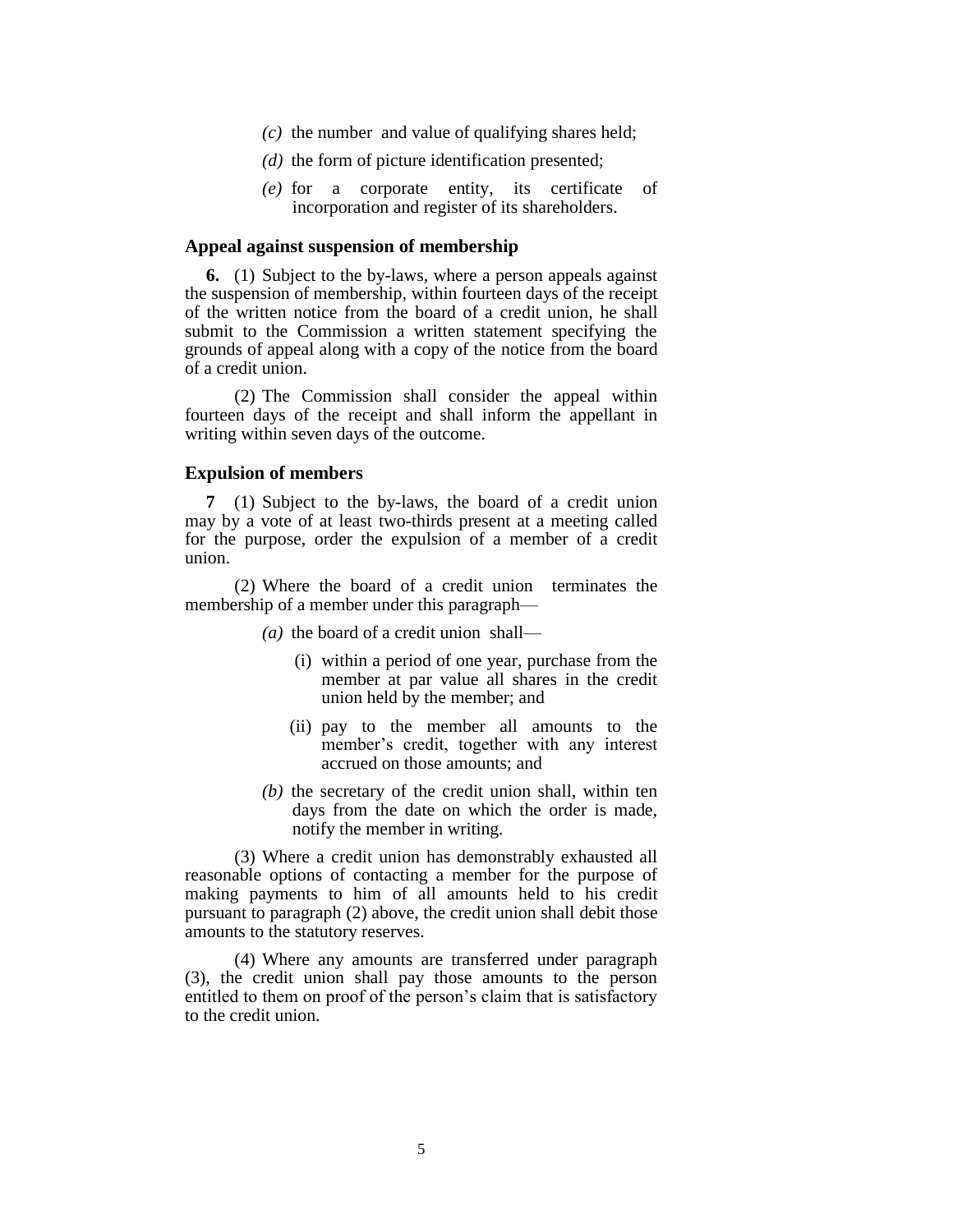*(c)* the number and value of qualifying shares held;

*(d)* the form of picture identification presented;

*(e)* for a corporate entity, its certificate of incorporation and register of its shareholders.

### Appeal against suspension of membership

**6.** (1) Subject to the by-laws, where a person appeals against the suspension of membership, within fourteen days of the receipt of the written notice from the board of a credit union, he shall submit to the Commission a written statement specifying the grounds of appeal along with a copy of the notice from the board of a credit union.

(2) The Commission shall consider the appeal within fourteen days of the receipt and shall inform the appellant in writing within seven days of the outcome.

### Expulsion of members

**7** (1) Subject to the by-laws, the board of a credit union may by a vote of at least two-thirds present at a meeting called for the purpose, order the expulsion of a member of a credit union.

(2) Where the board of a credit union terminates the membership of a member under this paragraph—

*(a)* the board of a credit union shall—

(i) within a period of one year, purchase from the member at par value all shares in the credit union held by the member; and

(ii) pay to the member all amounts to the member's credit, together with any interest accrued on those amounts; and

*(b)* the secretary of the credit union shall, within ten days from the date on which the order is made, notify the member in writing.

(3) Where a credit union has demonstrably exhausted all reasonable options of contacting a member for the purpose of making payments to him of all amounts held to his credit pursuant to paragraph (2) above, the credit union shall debit those amounts to the statutory reserves.

(4) Where any amounts are transferred under paragraph (3), the credit union shall pay those amounts to the person entitled to them on proof of the person's claim that is satisfactory to the credit union.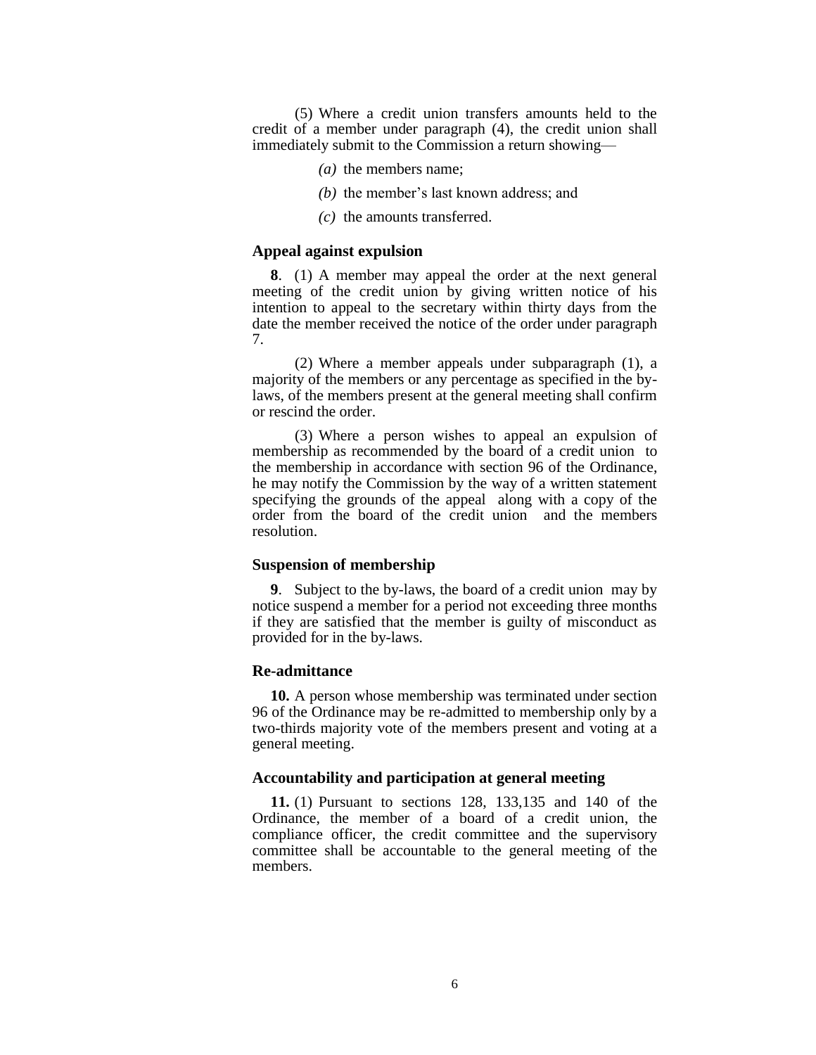(5) Where a credit union transfers amounts held to the credit of a member under paragraph (4), the credit union shall immediately submit to the Commission a return showing—

*(a)* the members name;

*(b)* the member's last known address; and

*(c)* the amounts transferred.

### Appeal against expulsion

**8**. (1) A member may appeal the order at the next general meeting of the credit union by giving written notice of his intention to appeal to the secretary within thirty days from the date the member received the notice of the order under paragraph 7.

(2) Where a member appeals under subparagraph (1), a majority of the members or any percentage as specified in the by-laws, of the members present at the general meeting shall confirm or rescind the order.

(3) Where a person wishes to appeal an expulsion of membership as recommended by the board of a credit union to the membership in accordance with section 96 of the Ordinance, he may notify the Commission by the way of a written statement specifying the grounds of the appeal along with a copy of the order from the board of the credit union and the members resolution.

### Suspension of membership

**9**. Subject to the by-laws, the board of a credit union may by notice suspend a member for a period not exceeding three months if they are satisfied that the member is guilty of misconduct as provided for in the by-laws.

### Re-admittance

**10.** A person whose membership was terminated under section 96 of the Ordinance may be re-admitted to membership only by a two-thirds majority vote of the members present and voting at a general meeting.

### Accountability and participation at general meeting

**11.** (1) Pursuant to sections 128, 133,135 and 140 of the Ordinance, the member of a board of a credit union, the compliance officer, the credit committee and the supervisory committee shall be accountable to the general meeting of the members.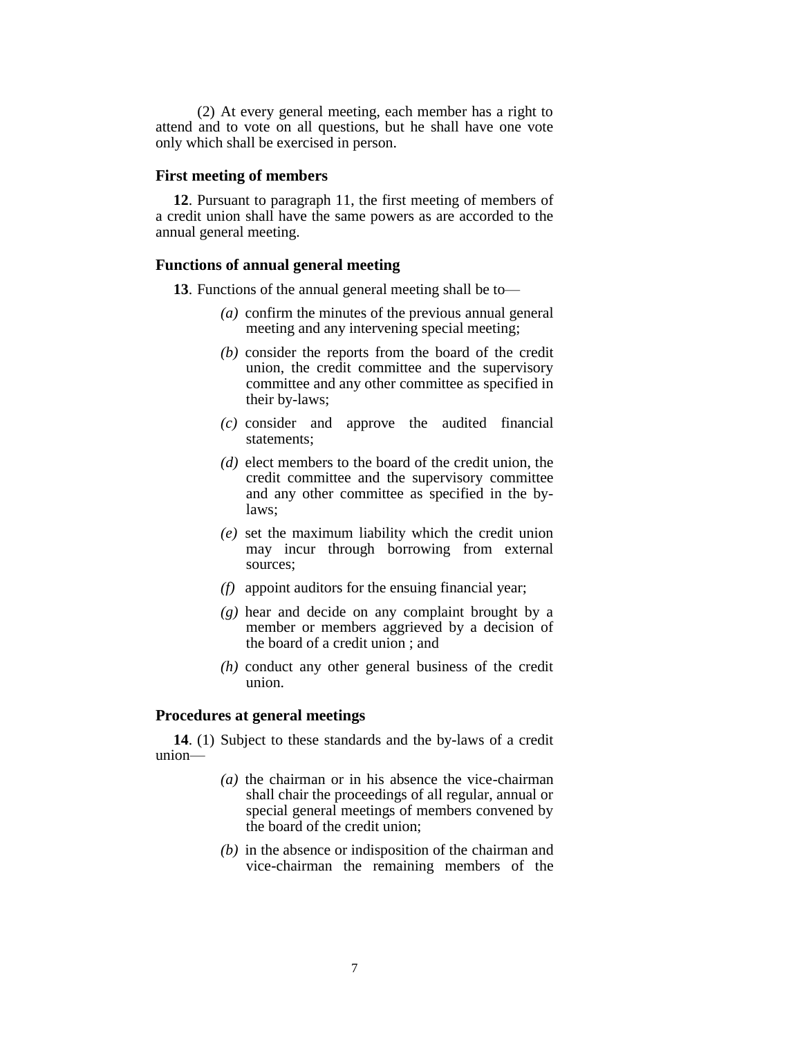(2) At every general meeting, each member has a right to attend and to vote on all questions, but he shall have one vote only which shall be exercised in person.

### First meeting of members

**12**. Pursuant to paragraph 11, the first meeting of members of a credit union shall have the same powers as are accorded to the annual general meeting.

### Functions of annual general meeting

**13**. Functions of the annual general meeting shall be to—

*(a)* confirm the minutes of the previous annual general meeting and any intervening special meeting;

*(b)* consider the reports from the board of the credit union, the credit committee and the supervisory committee and any other committee as specified in their by-laws;

*(c)* consider and approve the audited financial statements;

*(d)* elect members to the board of the credit union, the credit committee and the supervisory committee and any other committee as specified in the by-laws;

*(e)* set the maximum liability which the credit union may incur through borrowing from external sources;

*(f)* appoint auditors for the ensuing financial year;

*(g)* hear and decide on any complaint brought by a member or members aggrieved by a decision of the board of a credit union ; and

*(h)* conduct any other general business of the credit union.

### Procedures at general meetings

**14**. (1) Subject to these standards and the by-laws of a credit union—

*(a)* the chairman or in his absence the vice-chairman shall chair the proceedings of all regular, annual or special general meetings of members convened by the board of the credit union;

*(b)* in the absence or indisposition of the chairman and vice-chairman the remaining members of the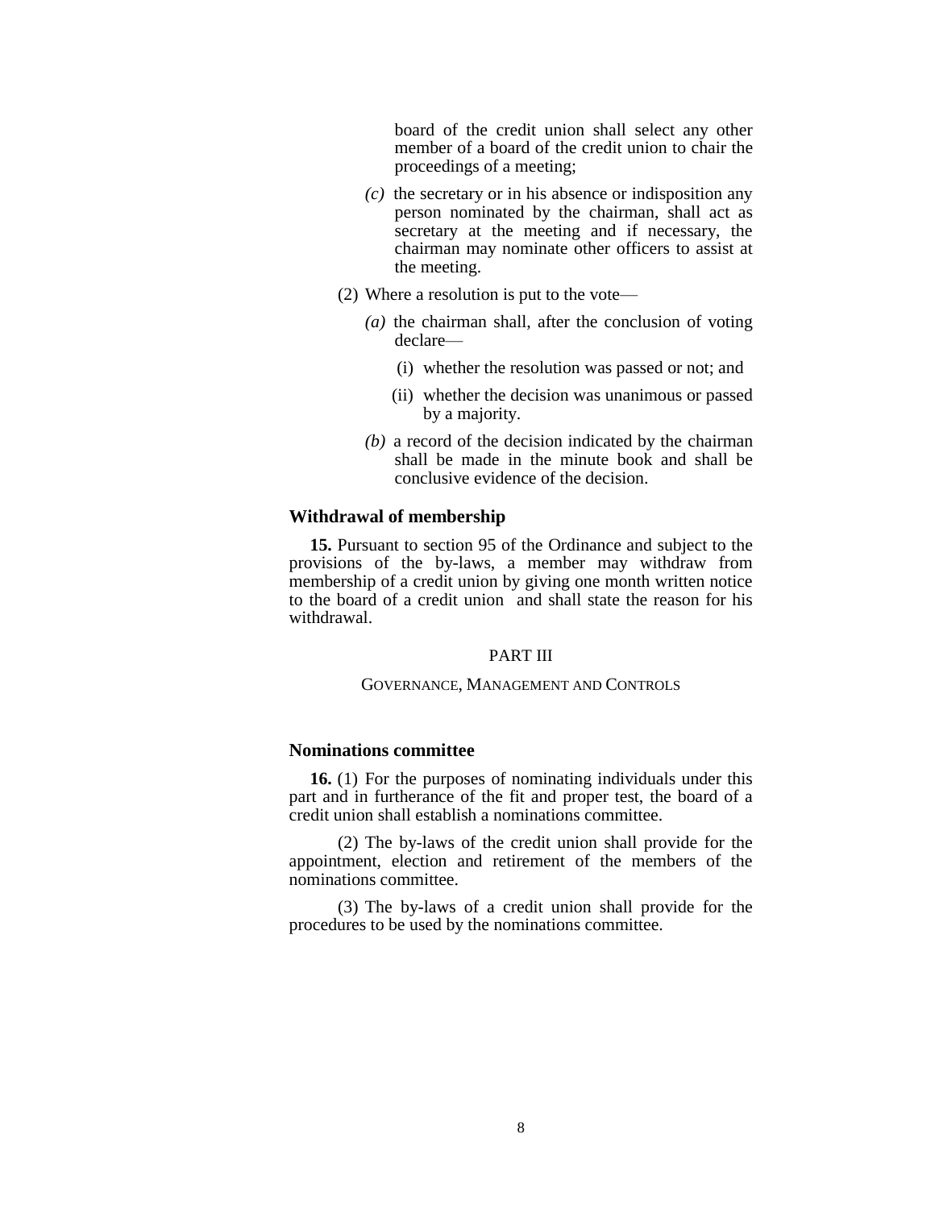board of the credit union shall select any other member of a board of the credit union to chair the proceedings of a meeting;

*(c)* the secretary or in his absence or indisposition any person nominated by the chairman, shall act as secretary at the meeting and if necessary, the chairman may nominate other officers to assist at the meeting.

(2) Where a resolution is put to the vote—

*(a)* the chairman shall, after the conclusion of voting declare—

(i) whether the resolution was passed or not; and

(ii) whether the decision was unanimous or passed by a majority.

*(b)* a record of the decision indicated by the chairman shall be made in the minute book and shall be conclusive evidence of the decision.

**Withdrawal of membership**

**15.** Pursuant to section 95 of the Ordinance and subject to the provisions of the by-laws, a member may withdraw from membership of a credit union by giving one month written notice to the board of a credit union and shall state the reason for his withdrawal.

PART III

GOVERNANCE, MANAGEMENT AND CONTROLS

**Nominations committee**

**16.** (1) For the purposes of nominating individuals under this part and in furtherance of the fit and proper test, the board of a credit union shall establish a nominations committee.

(2) The by-laws of the credit union shall provide for the appointment, election and retirement of the members of the nominations committee.

(3) The by-laws of a credit union shall provide for the procedures to be used by the nominations committee.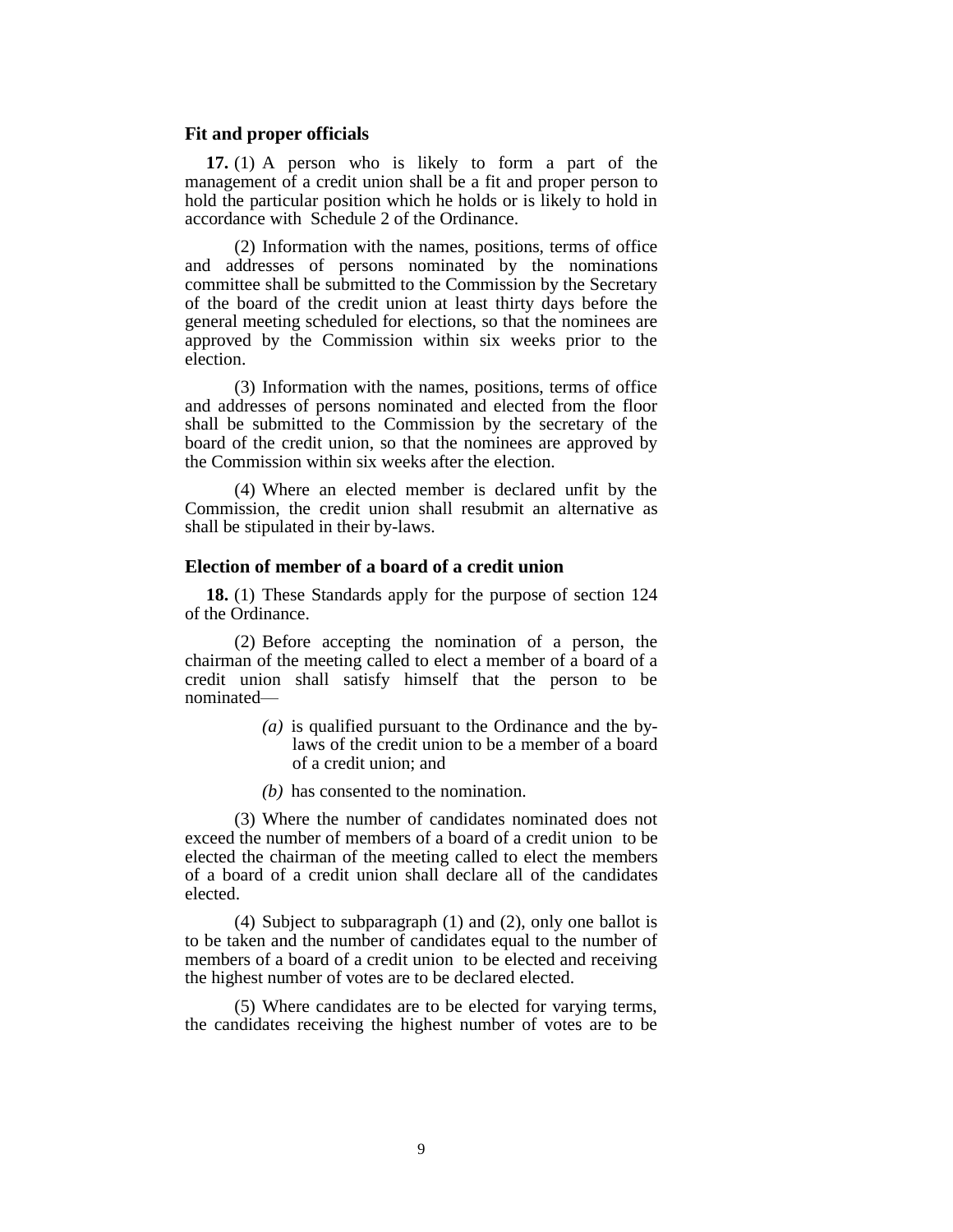### Fit and proper officials

**17.** (1) A person who is likely to form a part of the management of a credit union shall be a fit and proper person to hold the particular position which he holds or is likely to hold in accordance with Schedule 2 of the Ordinance.

(2) Information with the names, positions, terms of office and addresses of persons nominated by the nominations committee shall be submitted to the Commission by the Secretary of the board of the credit union at least thirty days before the general meeting scheduled for elections, so that the nominees are approved by the Commission within six weeks prior to the election.

(3) Information with the names, positions, terms of office and addresses of persons nominated and elected from the floor shall be submitted to the Commission by the secretary of the board of the credit union, so that the nominees are approved by the Commission within six weeks after the election.

(4) Where an elected member is declared unfit by the Commission, the credit union shall resubmit an alternative as shall be stipulated in their by-laws.

### Election of member of a board of a credit union

**18.** (1) These Standards apply for the purpose of section 124 of the Ordinance.

(2) Before accepting the nomination of a person, the chairman of the meeting called to elect a member of a board of a credit union shall satisfy himself that the person to be nominated—

*(a)* is qualified pursuant to the Ordinance and the by-laws of the credit union to be a member of a board of a credit union; and

*(b)* has consented to the nomination.

(3) Where the number of candidates nominated does not exceed the number of members of a board of a credit union to be elected the chairman of the meeting called to elect the members of a board of a credit union shall declare all of the candidates elected.

(4) Subject to subparagraph (1) and (2), only one ballot is to be taken and the number of candidates equal to the number of members of a board of a credit union to be elected and receiving the highest number of votes are to be declared elected.

(5) Where candidates are to be elected for varying terms, the candidates receiving the highest number of votes are to be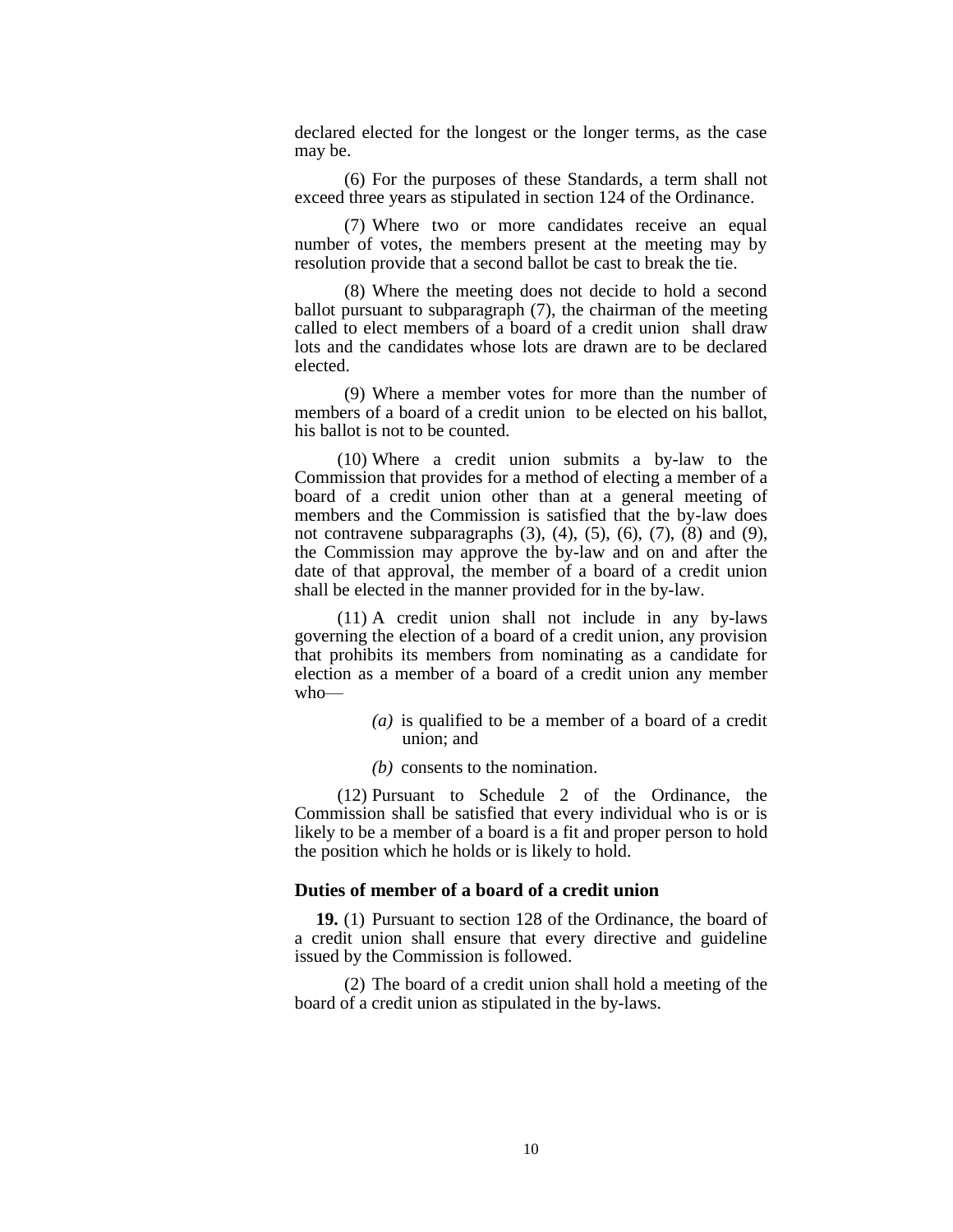declared elected for the longest or the longer terms, as the case may be.

(6) For the purposes of these Standards, a term shall not exceed three years as stipulated in section 124 of the Ordinance.

(7) Where two or more candidates receive an equal number of votes, the members present at the meeting may by resolution provide that a second ballot be cast to break the tie.

(8) Where the meeting does not decide to hold a second ballot pursuant to subparagraph (7), the chairman of the meeting called to elect members of a board of a credit union shall draw lots and the candidates whose lots are drawn are to be declared elected.

(9) Where a member votes for more than the number of members of a board of a credit union to be elected on his ballot, his ballot is not to be counted.

(10) Where a credit union submits a by-law to the Commission that provides for a method of electing a member of a board of a credit union other than at a general meeting of members and the Commission is satisfied that the by-law does not contravene subparagraphs (3), (4), (5), (6), (7), (8) and (9), the Commission may approve the by-law and on and after the date of that approval, the member of a board of a credit union shall be elected in the manner provided for in the by-law.

(11) A credit union shall not include in any by-laws governing the election of a board of a credit union, any provision that prohibits its members from nominating as a candidate for election as a member of a board of a credit union any member who—

*(a)* is qualified to be a member of a board of a credit union; and

*(b)* consents to the nomination.

(12) Pursuant to Schedule 2 of the Ordinance, the Commission shall be satisfied that every individual who is or is likely to be a member of a board is a fit and proper person to hold the position which he holds or is likely to hold.

### Duties of member of a board of a credit union

**19.** (1) Pursuant to section 128 of the Ordinance, the board of a credit union shall ensure that every directive and guideline issued by the Commission is followed.

(2) The board of a credit union shall hold a meeting of the board of a credit union as stipulated in the by-laws.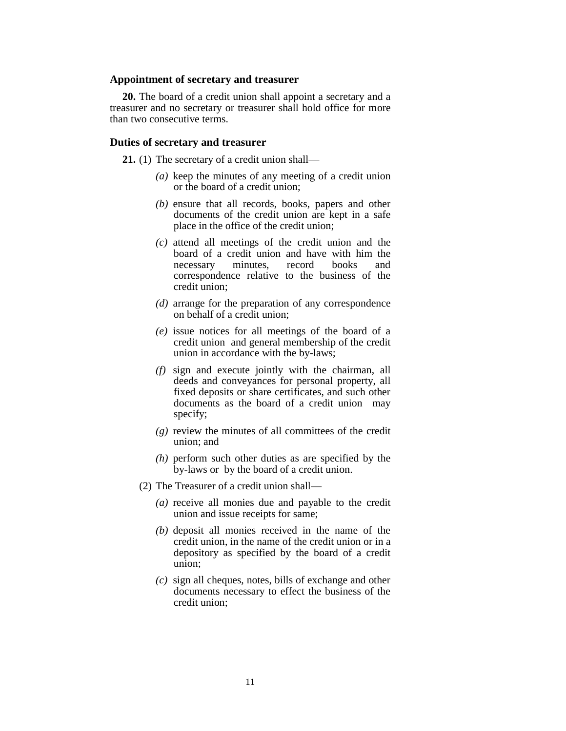### Appointment of secretary and treasurer

**20.** The board of a credit union shall appoint a secretary and a treasurer and no secretary or treasurer shall hold office for more than two consecutive terms.

### Duties of secretary and treasurer

**21.** (1) The secretary of a credit union shall—

*(a)* keep the minutes of any meeting of a credit union or the board of a credit union;

*(b)* ensure that all records, books, papers and other documents of the credit union are kept in a safe place in the office of the credit union;

*(c)* attend all meetings of the credit union and the board of a credit union and have with him the necessary minutes, record books and correspondence relative to the business of the credit union;

*(d)* arrange for the preparation of any correspondence on behalf of a credit union;

*(e)* issue notices for all meetings of the board of a credit union and general membership of the credit union in accordance with the by-laws;

*(f)* sign and execute jointly with the chairman, all deeds and conveyances for personal property, all fixed deposits or share certificates, and such other documents as the board of a credit union may specify;

*(g)* review the minutes of all committees of the credit union; and

*(h)* perform such other duties as are specified by the by-laws or by the board of a credit union.

(2) The Treasurer of a credit union shall—

*(a)* receive all monies due and payable to the credit union and issue receipts for same;

*(b)* deposit all monies received in the name of the credit union, in the name of the credit union or in a depository as specified by the board of a credit union;

*(c)* sign all cheques, notes, bills of exchange and other documents necessary to effect the business of the credit union;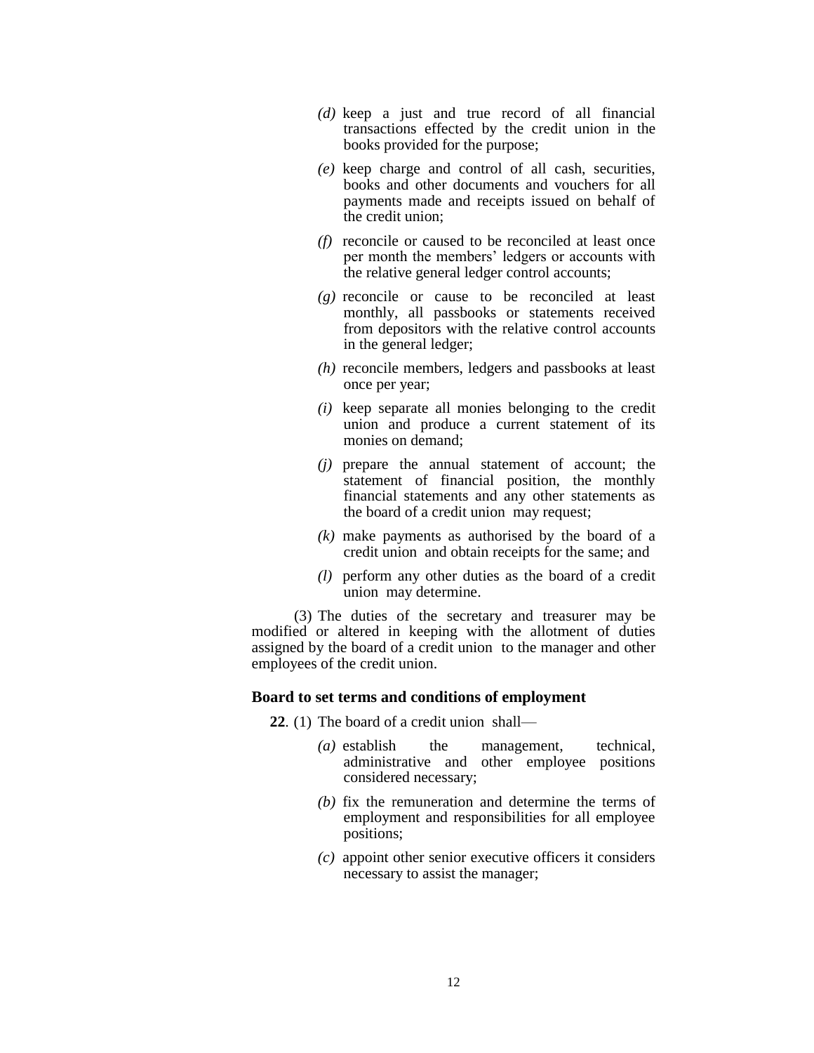*(d)* keep a just and true record of all financial transactions effected by the credit union in the books provided for the purpose;

*(e)* keep charge and control of all cash, securities, books and other documents and vouchers for all payments made and receipts issued on behalf of the credit union;

*(f)* reconcile or caused to be reconciled at least once per month the members' ledgers or accounts with the relative general ledger control accounts;

*(g)* reconcile or cause to be reconciled at least monthly, all passbooks or statements received from depositors with the relative control accounts in the general ledger;

*(h)* reconcile members, ledgers and passbooks at least once per year;

*(i)* keep separate all monies belonging to the credit union and produce a current statement of its monies on demand;

*(j)* prepare the annual statement of account; the statement of financial position, the monthly financial statements and any other statements as the board of a credit union may request;

*(k)* make payments as authorised by the board of a credit union and obtain receipts for the same; and

*(l)* perform any other duties as the board of a credit union may determine.

(3) The duties of the secretary and treasurer may be modified or altered in keeping with the allotment of duties assigned by the board of a credit union to the manager and other employees of the credit union.

### Board to set terms and conditions of employment

**22**. (1) The board of a credit union shall—

*(a)* establish the management, technical, administrative and other employee positions considered necessary;

*(b)* fix the remuneration and determine the terms of employment and responsibilities for all employee positions;

*(c)* appoint other senior executive officers it considers necessary to assist the manager;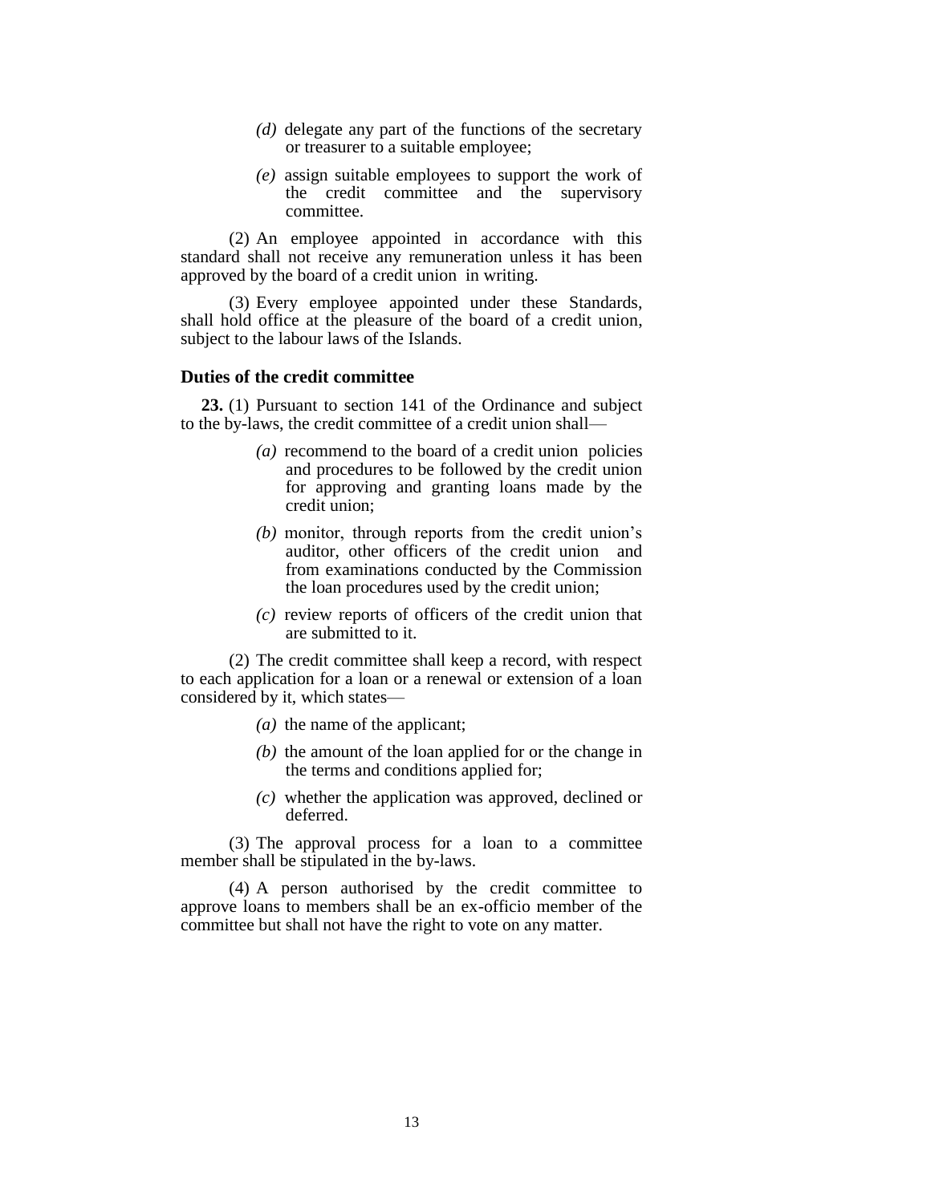*(d)* delegate any part of the functions of the secretary or treasurer to a suitable employee;

*(e)* assign suitable employees to support the work of the credit committee and the supervisory committee.

(2) An employee appointed in accordance with this standard shall not receive any remuneration unless it has been approved by the board of a credit union in writing.

(3) Every employee appointed under these Standards, shall hold office at the pleasure of the board of a credit union, subject to the labour laws of the Islands.

### Duties of the credit committee

**23.** (1) Pursuant to section 141 of the Ordinance and subject to the by-laws, the credit committee of a credit union shall—

*(a)* recommend to the board of a credit union policies and procedures to be followed by the credit union for approving and granting loans made by the credit union;

*(b)* monitor, through reports from the credit union's auditor, other officers of the credit union and from examinations conducted by the Commission the loan procedures used by the credit union;

*(c)* review reports of officers of the credit union that are submitted to it.

(2) The credit committee shall keep a record, with respect to each application for a loan or a renewal or extension of a loan considered by it, which states—

*(a)* the name of the applicant;

*(b)* the amount of the loan applied for or the change in the terms and conditions applied for;

*(c)* whether the application was approved, declined or deferred.

(3) The approval process for a loan to a committee member shall be stipulated in the by-laws.

(4) A person authorised by the credit committee to approve loans to members shall be an ex-officio member of the committee but shall not have the right to vote on any matter.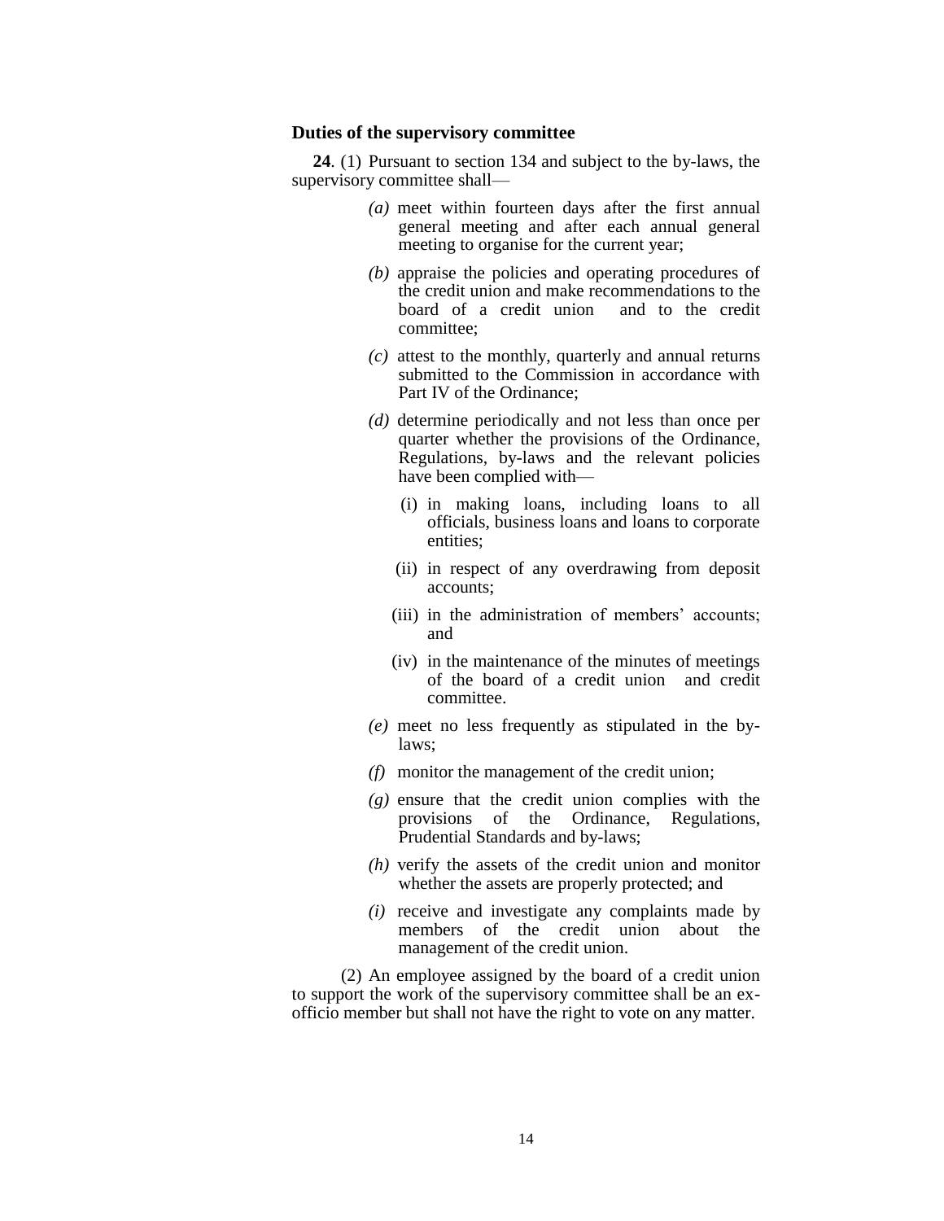### Duties of the supervisory committee

**24**. (1) Pursuant to section 134 and subject to the by-laws, the supervisory committee shall—

*(a)* meet within fourteen days after the first annual general meeting and after each annual general meeting to organise for the current year;

*(b)* appraise the policies and operating procedures of the credit union and make recommendations to the board of a credit union and to the credit committee;

*(c)* attest to the monthly, quarterly and annual returns submitted to the Commission in accordance with Part IV of the Ordinance;

*(d)* determine periodically and not less than once per quarter whether the provisions of the Ordinance, Regulations, by-laws and the relevant policies have been complied with—

(i) in making loans, including loans to all officials, business loans and loans to corporate entities;

(ii) in respect of any overdrawing from deposit accounts;

(iii) in the administration of members' accounts; and

(iv) in the maintenance of the minutes of meetings of the board of a credit union and credit committee.

*(e)* meet no less frequently as stipulated in the by-laws;

*(f)* monitor the management of the credit union;

*(g)* ensure that the credit union complies with the provisions of the Ordinance, Regulations, Prudential Standards and by-laws;

*(h)* verify the assets of the credit union and monitor whether the assets are properly protected; and

*(i)* receive and investigate any complaints made by members of the credit union about the management of the credit union.

(2) An employee assigned by the board of a credit union to support the work of the supervisory committee shall be an ex-officio member but shall not have the right to vote on any matter.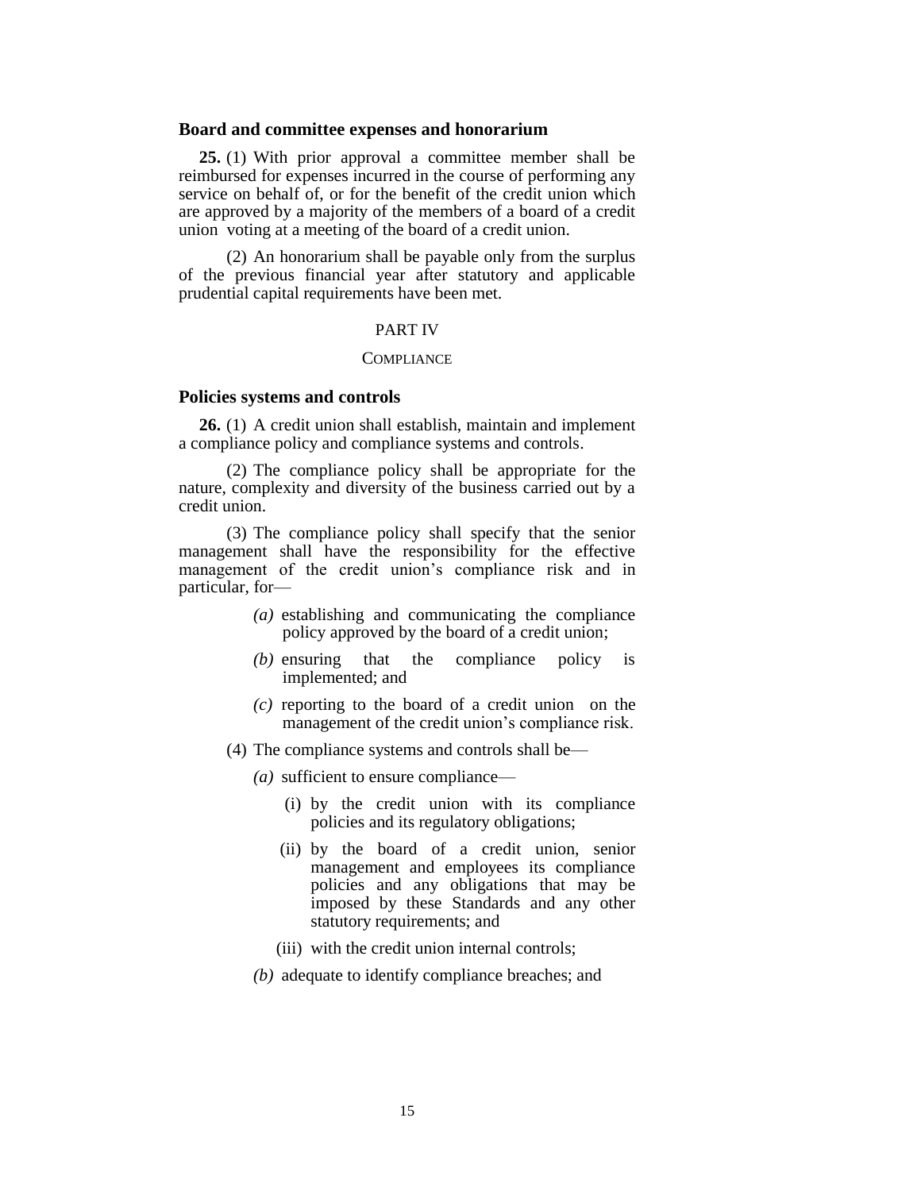### Board and committee expenses and honorarium

**25.** (1) With prior approval a committee member shall be reimbursed for expenses incurred in the course of performing any service on behalf of, or for the benefit of the credit union which are approved by a majority of the members of a board of a credit union voting at a meeting of the board of a credit union.

(2) An honorarium shall be payable only from the surplus of the previous financial year after statutory and applicable prudential capital requirements have been met.

## PART IV

## COMPLIANCE

### Policies systems and controls

**26.** (1) A credit union shall establish, maintain and implement a compliance policy and compliance systems and controls.

(2) The compliance policy shall be appropriate for the nature, complexity and diversity of the business carried out by a credit union.

(3) The compliance policy shall specify that the senior management shall have the responsibility for the effective management of the credit union's compliance risk and in particular, for—

*(a)* establishing and communicating the compliance policy approved by the board of a credit union;

*(b)* ensuring that the compliance policy is implemented; and

*(c)* reporting to the board of a credit union on the management of the credit union's compliance risk.

(4) The compliance systems and controls shall be—

*(a)* sufficient to ensure compliance—

(i) by the credit union with its compliance policies and its regulatory obligations;

(ii) by the board of a credit union, senior management and employees its compliance policies and any obligations that may be imposed by these Standards and any other statutory requirements; and

(iii) with the credit union internal controls;

*(b)* adequate to identify compliance breaches; and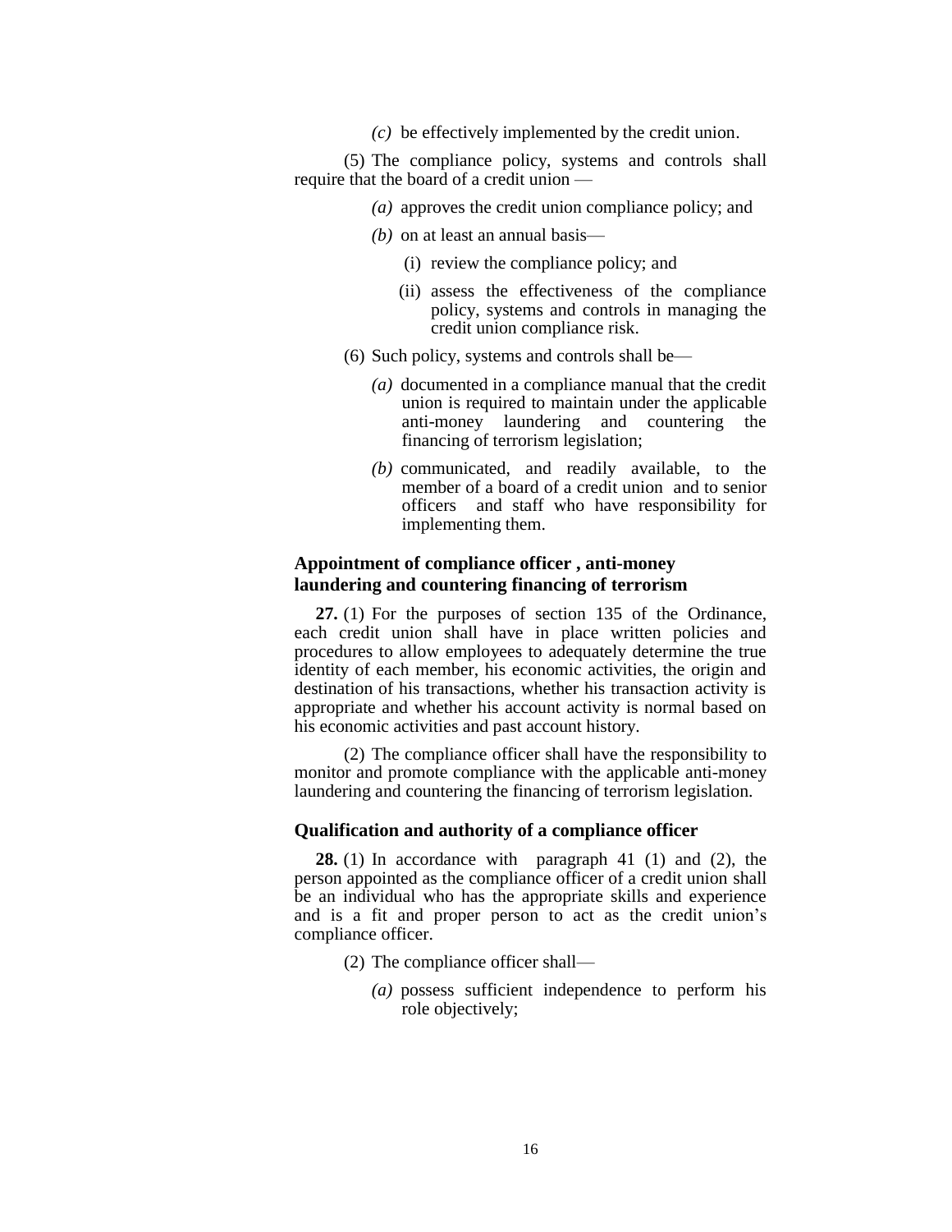*(c)* be effectively implemented by the credit union.

(5) The compliance policy, systems and controls shall require that the board of a credit union —

*(a)* approves the credit union compliance policy; and

*(b)* on at least an annual basis—

(i) review the compliance policy; and

(ii) assess the effectiveness of the compliance policy, systems and controls in managing the credit union compliance risk.

(6) Such policy, systems and controls shall be—

*(a)* documented in a compliance manual that the credit union is required to maintain under the applicable anti-money laundering and countering the financing of terrorism legislation;

*(b)* communicated, and readily available, to the member of a board of a credit union and to senior officers and staff who have responsibility for implementing them.

### Appointment of compliance officer , anti-money laundering and countering financing of terrorism

**27.** (1) For the purposes of section 135 of the Ordinance, each credit union shall have in place written policies and procedures to allow employees to adequately determine the true identity of each member, his economic activities, the origin and destination of his transactions, whether his transaction activity is appropriate and whether his account activity is normal based on his economic activities and past account history.

(2) The compliance officer shall have the responsibility to monitor and promote compliance with the applicable anti-money laundering and countering the financing of terrorism legislation.

### Qualification and authority of a compliance officer

**28.** (1) In accordance with paragraph 41 (1) and (2), the person appointed as the compliance officer of a credit union shall be an individual who has the appropriate skills and experience and is a fit and proper person to act as the credit union's compliance officer.

(2) The compliance officer shall—

*(a)* possess sufficient independence to perform his role objectively;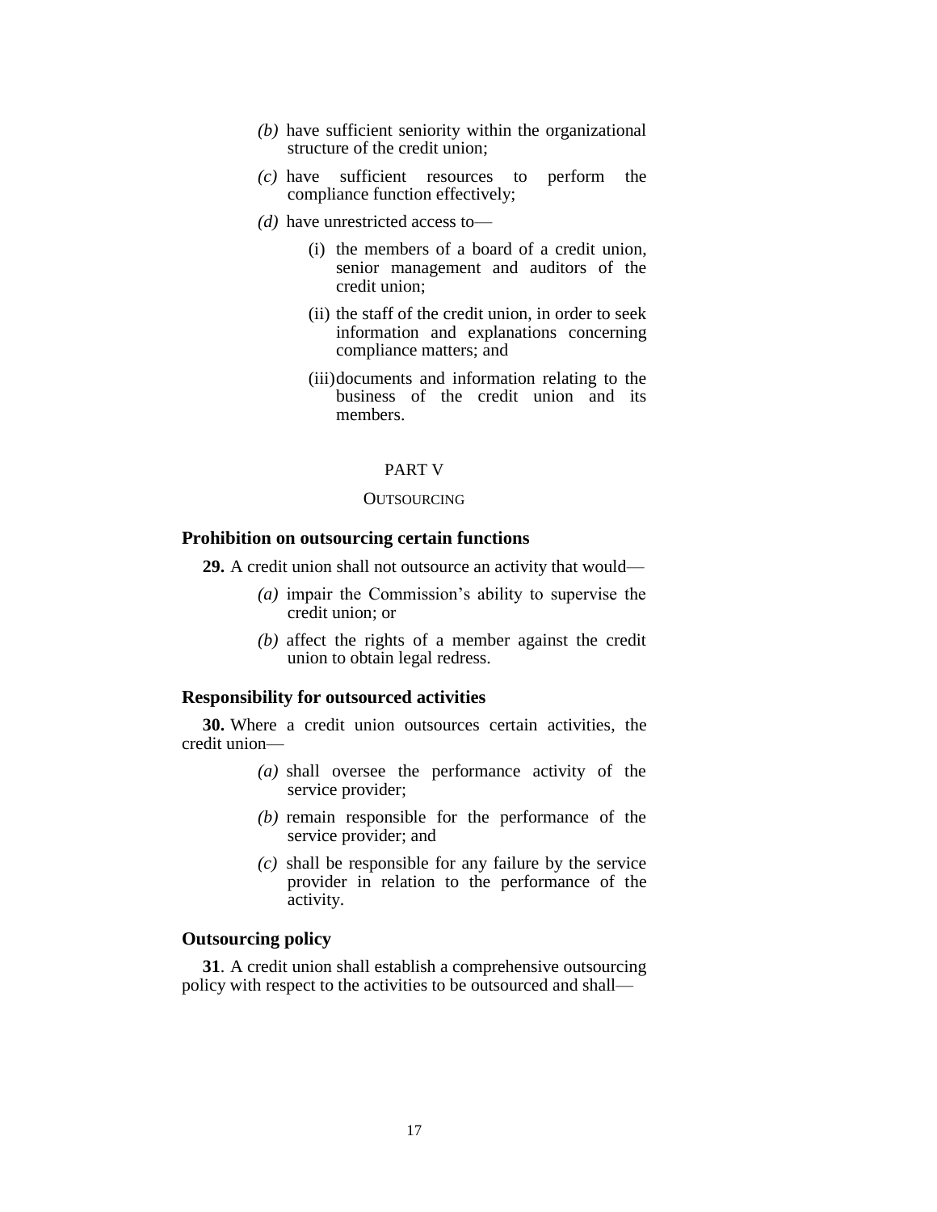*(b)* have sufficient seniority within the organizational structure of the credit union;

*(c)* have sufficient resources to perform the compliance function effectively;

*(d)* have unrestricted access to—

(i) the members of a board of a credit union, senior management and auditors of the credit union;

(ii) the staff of the credit union, in order to seek information and explanations concerning compliance matters; and

(iii) documents and information relating to the business of the credit union and its members.

## PART V

## OUTSOURCING

### Prohibition on outsourcing certain functions

**29.** A credit union shall not outsource an activity that would—

*(a)* impair the Commission's ability to supervise the credit union; or

*(b)* affect the rights of a member against the credit union to obtain legal redress.

### Responsibility for outsourced activities

**30.** Where a credit union outsources certain activities, the credit union—

*(a)* shall oversee the performance activity of the service provider;

*(b)* remain responsible for the performance of the service provider; and

*(c)* shall be responsible for any failure by the service provider in relation to the performance of the activity.

### Outsourcing policy

**31**. A credit union shall establish a comprehensive outsourcing policy with respect to the activities to be outsourced and shall—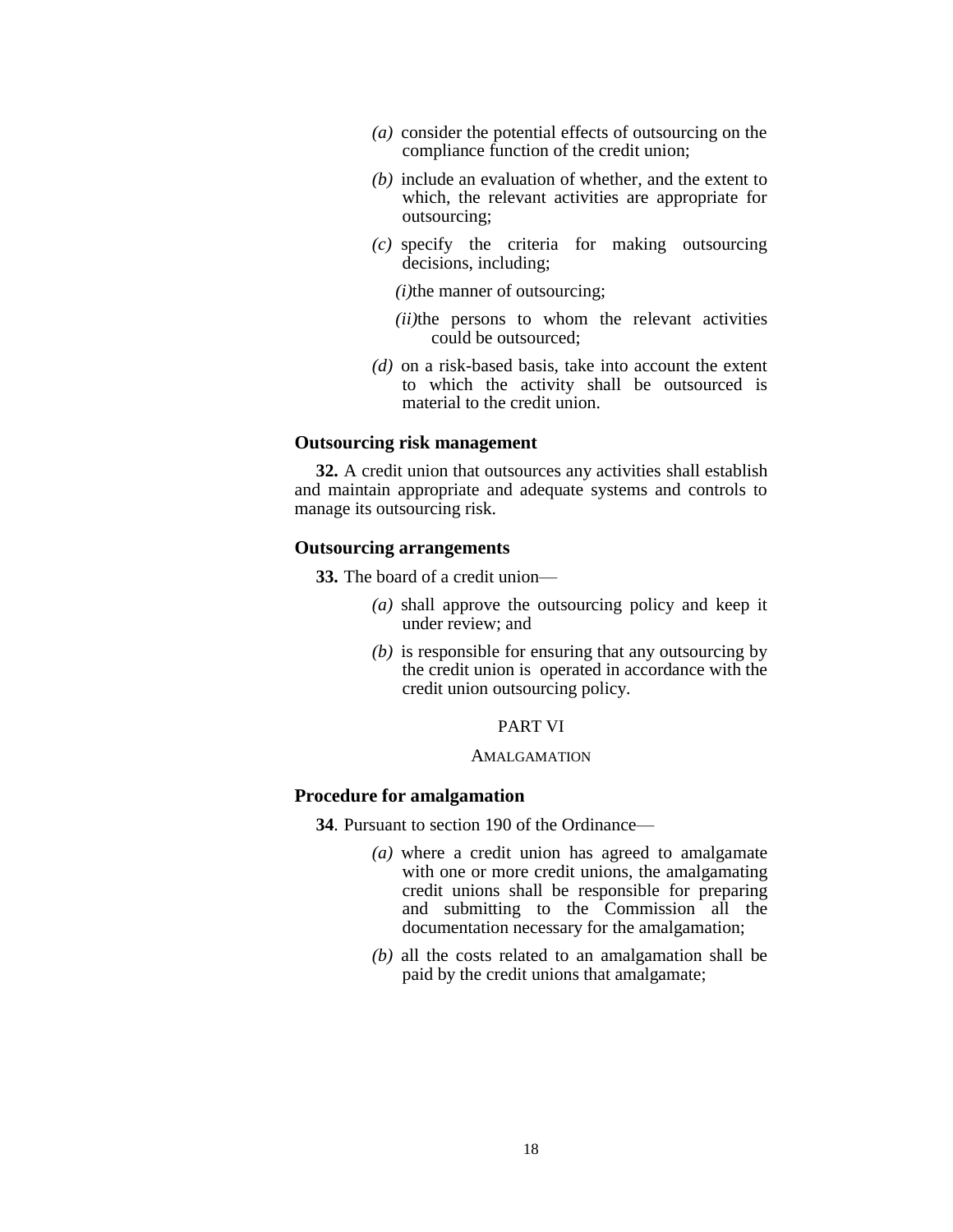*(a)* consider the potential effects of outsourcing on the compliance function of the credit union;

*(b)* include an evaluation of whether, and the extent to which, the relevant activities are appropriate for outsourcing;

*(c)* specify the criteria for making outsourcing decisions, including;

*(i)*the manner of outsourcing;

*(ii)*the persons to whom the relevant activities could be outsourced;

*(d)* on a risk-based basis, take into account the extent to which the activity shall be outsourced is material to the credit union.

### Outsourcing risk management

**32.** A credit union that outsources any activities shall establish and maintain appropriate and adequate systems and controls to manage its outsourcing risk.

### Outsourcing arrangements

**33.** The board of a credit union—

*(a)* shall approve the outsourcing policy and keep it under review; and

*(b)* is responsible for ensuring that any outsourcing by the credit union is operated in accordance with the credit union outsourcing policy.

## PART VI

## AMALGAMATION

### Procedure for amalgamation

**34**. Pursuant to section 190 of the Ordinance—

*(a)* where a credit union has agreed to amalgamate with one or more credit unions, the amalgamating credit unions shall be responsible for preparing and submitting to the Commission all the documentation necessary for the amalgamation;

*(b)* all the costs related to an amalgamation shall be paid by the credit unions that amalgamate;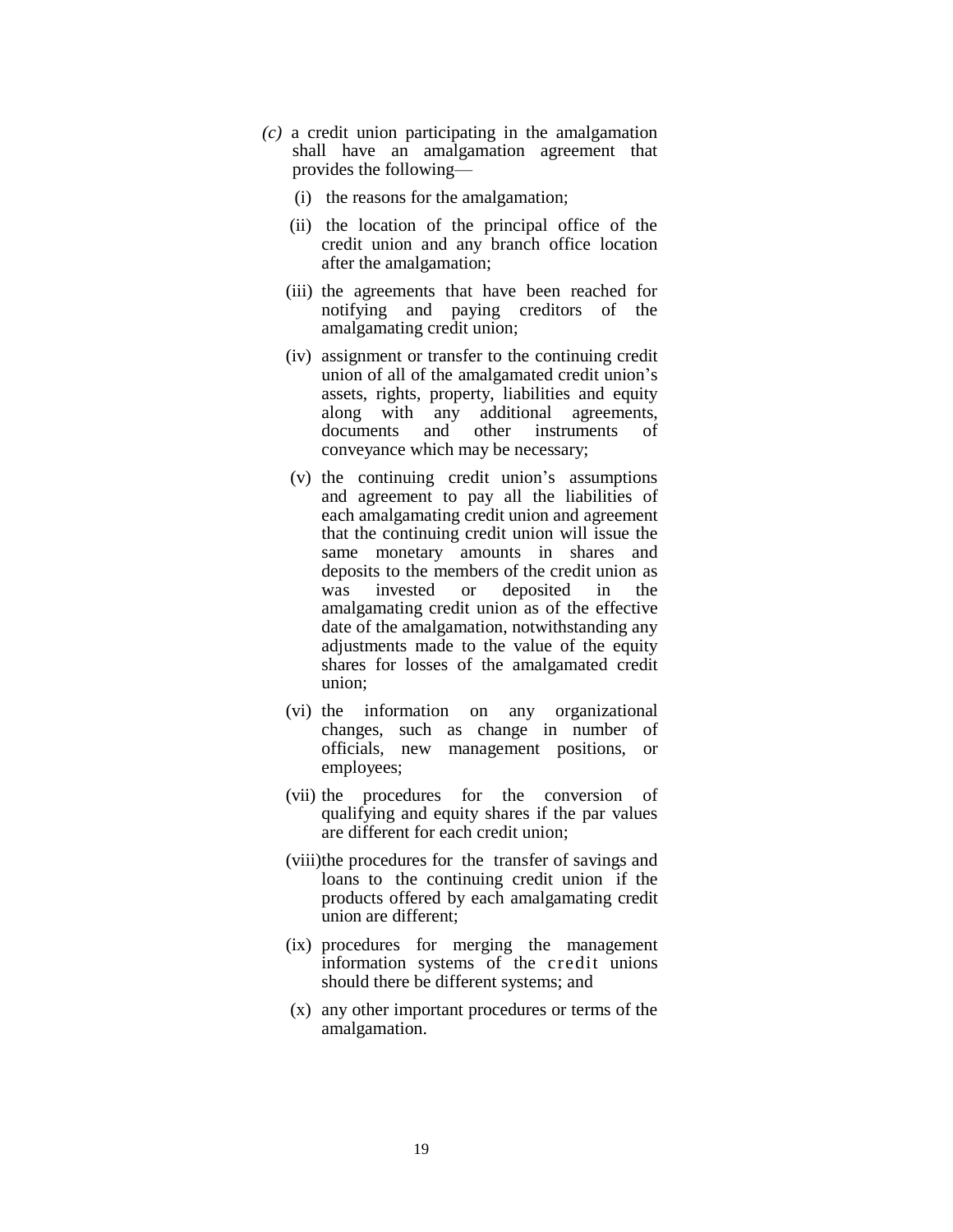*(c)* a credit union participating in the amalgamation shall have an amalgamation agreement that provides the following—

(i) the reasons for the amalgamation;

(ii) the location of the principal office of the credit union and any branch office location after the amalgamation;

(iii) the agreements that have been reached for notifying and paying creditors of the amalgamating credit union;

(iv) assignment or transfer to the continuing credit union of all of the amalgamated credit union's assets, rights, property, liabilities and equity along with any additional agreements, documents and other instruments of conveyance which may be necessary;

(v) the continuing credit union's assumptions and agreement to pay all the liabilities of each amalgamating credit union and agreement that the continuing credit union will issue the same monetary amounts in shares and deposits to the members of the credit union as was invested or deposited in the amalgamating credit union as of the effective date of the amalgamation, notwithstanding any adjustments made to the value of the equity shares for losses of the amalgamated credit union;

(vi) the information on any organizational changes, such as change in number of officials, new management positions, or employees;

(vii) the procedures for the conversion of qualifying and equity shares if the par values are different for each credit union;

(viii) the procedures for the transfer of savings and loans to the continuing credit union if the products offered by each amalgamating credit union are different;

(ix) procedures for merging the management information systems of the credit unions should there be different systems; and

(x) any other important procedures or terms of the amalgamation.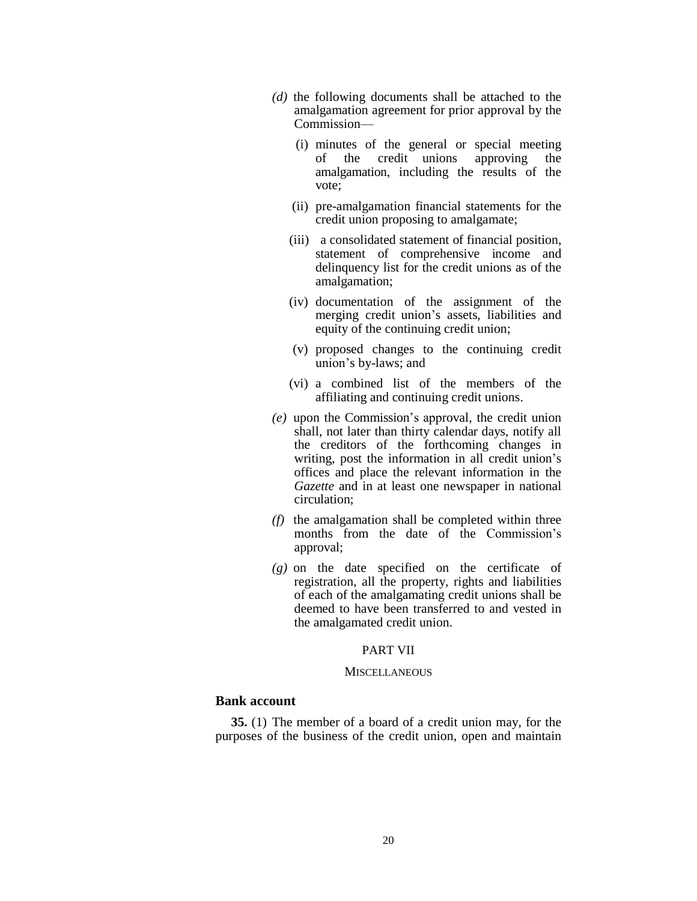*(d)* the following documents shall be attached to the amalgamation agreement for prior approval by the Commission—

(i) minutes of the general or special meeting of the credit unions approving the amalgamation, including the results of the vote;

(ii) pre-amalgamation financial statements for the credit union proposing to amalgamate;

(iii) a consolidated statement of financial position, statement of comprehensive income and delinquency list for the credit unions as of the amalgamation;

(iv) documentation of the assignment of the merging credit union's assets, liabilities and equity of the continuing credit union;

(v) proposed changes to the continuing credit union's by-laws; and

(vi) a combined list of the members of the affiliating and continuing credit unions.

*(e)* upon the Commission's approval, the credit union shall, not later than thirty calendar days, notify all the creditors of the forthcoming changes in writing, post the information in all credit union's offices and place the relevant information in the *Gazette* and in at least one newspaper in national circulation;

*(f)* the amalgamation shall be completed within three months from the date of the Commission's approval;

*(g)* on the date specified on the certificate of registration, all the property, rights and liabilities of each of the amalgamating credit unions shall be deemed to have been transferred to and vested in the amalgamated credit union.

## PART VII

### MISCELLANEOUS

**Bank account**

**35.** (1) The member of a board of a credit union may, for the purposes of the business of the credit union, open and maintain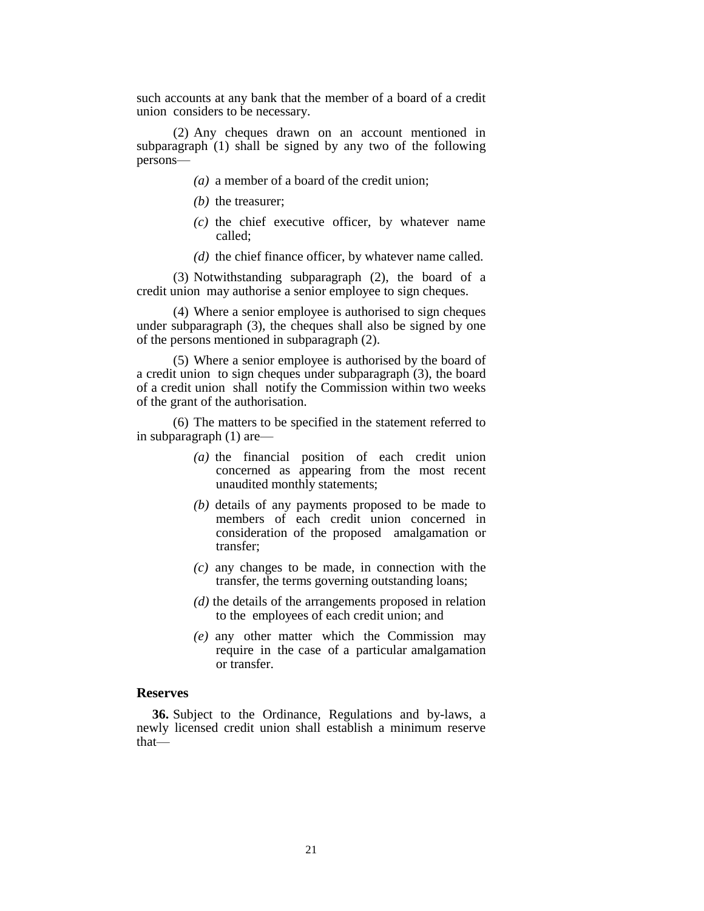such accounts at any bank that the member of a board of a credit union considers to be necessary.

(2) Any cheques drawn on an account mentioned in subparagraph (1) shall be signed by any two of the following persons—

*(a)* a member of a board of the credit union;

*(b)* the treasurer;

*(c)* the chief executive officer, by whatever name called;

*(d)* the chief finance officer, by whatever name called.

(3) Notwithstanding subparagraph (2), the board of a credit union may authorise a senior employee to sign cheques.

(4) Where a senior employee is authorised to sign cheques under subparagraph (3), the cheques shall also be signed by one of the persons mentioned in subparagraph (2).

(5) Where a senior employee is authorised by the board of a credit union to sign cheques under subparagraph (3), the board of a credit union shall notify the Commission within two weeks of the grant of the authorisation.

(6) The matters to be specified in the statement referred to in subparagraph (1) are—

*(a)* the financial position of each credit union concerned as appearing from the most recent unaudited monthly statements;

*(b)* details of any payments proposed to be made to members of each credit union concerned in consideration of the proposed amalgamation or transfer;

*(c)* any changes to be made, in connection with the transfer, the terms governing outstanding loans;

*(d)* the details of the arrangements proposed in relation to the employees of each credit union; and

*(e)* any other matter which the Commission may require in the case of a particular amalgamation or transfer.

### Reserves

**36.** Subject to the Ordinance, Regulations and by-laws, a newly licensed credit union shall establish a minimum reserve that—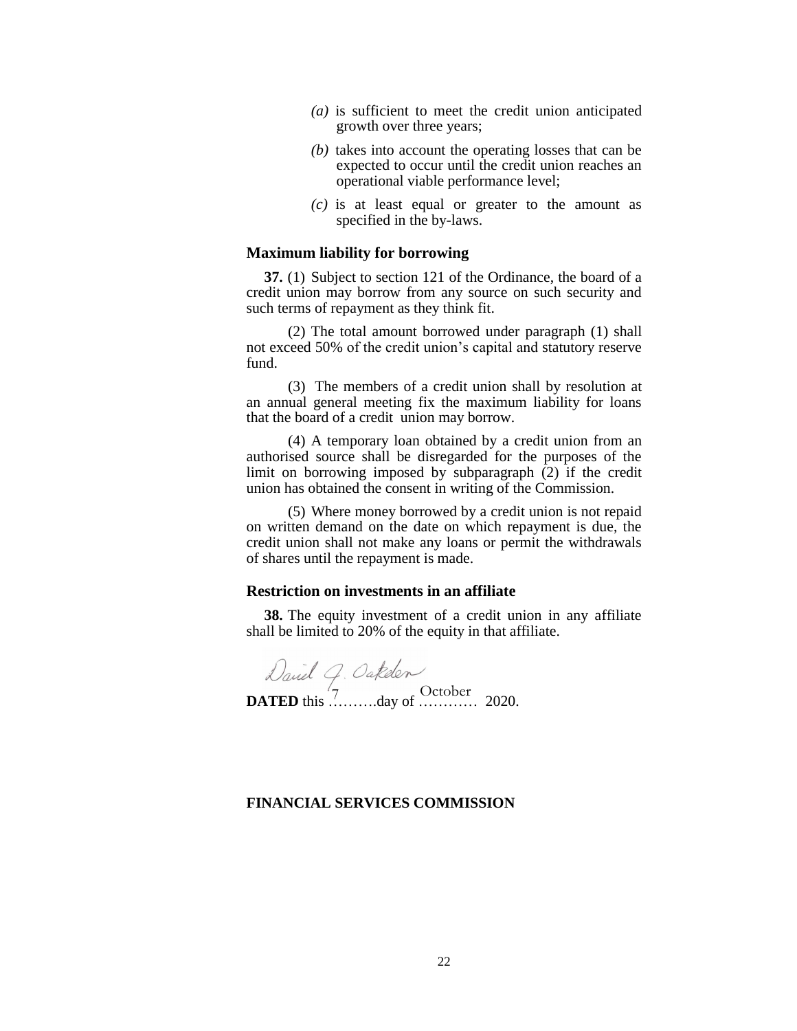(a) is sufficient to meet the credit union anticipated growth over three years;

(b) takes into account the operating losses that can be expected to occur until the credit union reaches an operational viable performance level;

(c) is at least equal or greater to the amount as specified in the by-laws.

### Maximum liability for borrowing

**37.** (1) Subject to section 121 of the Ordinance, the board of a credit union may borrow from any source on such security and such terms of repayment as they think fit.

(2) The total amount borrowed under paragraph (1) shall not exceed 50% of the credit union's capital and statutory reserve fund.

(3) The members of a credit union shall by resolution at an annual general meeting fix the maximum liability for loans that the board of a credit union may borrow.

(4) A temporary loan obtained by a credit union from an authorised source shall be disregarded for the purposes of the limit on borrowing imposed by subparagraph (2) if the credit union has obtained the consent in writing of the Commission.

(5) Where money borrowed by a credit union is not repaid on written demand on the date on which repayment is due, the credit union shall not make any loans or permit the withdrawals of shares until the repayment is made.

### Restriction on investments in an affiliate

**38.** The equity investment of a credit union in any affiliate shall be limited to 20% of the equity in that affiliate.

David J. Oakden

**DATED** this 7 day of October 2020.

**FINANCIAL SERVICES COMMISSION**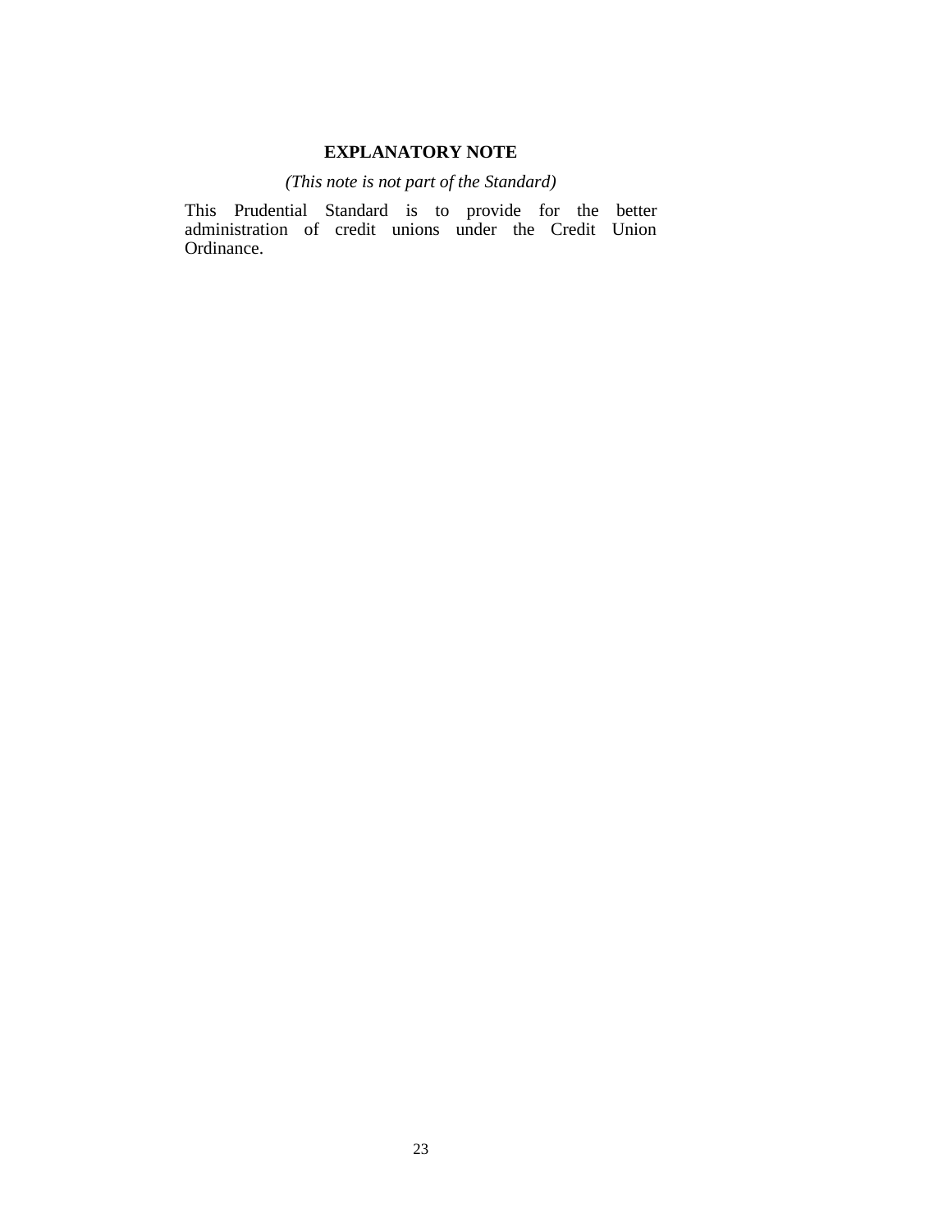**EXPLANATORY NOTE**

*(This note is not part of the Standard)*

This Prudential Standard is to provide for the better administration of credit unions under the Credit Union Ordinance.